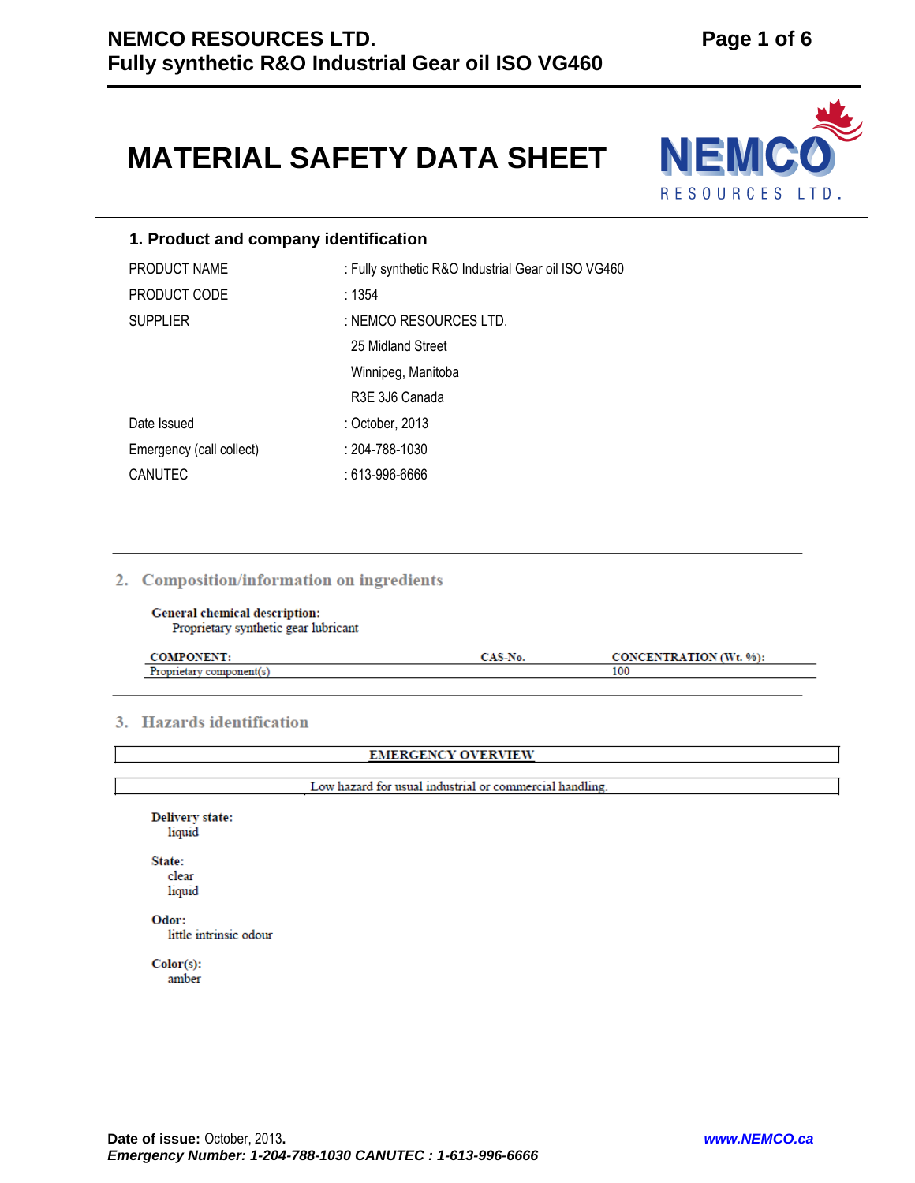# MATERIAL SAFETY DATA SHEET

## 1. Product and company identification

| | |
|---|---|
| PRODUCT NAME | : Fully synthetic R&O Industrial Gear oil ISO VG460 |
| PRODUCT CODE | : 1354 |
| SUPPLIER | : NEMCO RESOURCES LTD.<br>25 Midland Street<br>Winnipeg, Manitoba<br>R3E 3J6 Canada |
| Date Issued | : October, 2013 |
| Emergency (call collect) | : 204-788-1030 |
| CANUTEC | : 613-996-6666 |

## 2. Composition/information on ingredients

**General chemical description:**
Proprietary synthetic gear lubricant

| COMPONENT: | CAS-No. | CONCENTRATION (Wt. %): |
|---|---|---|
| Proprietary component(s) | | 100 |

## 3. Hazards identification

| EMERGENCY OVERVIEW |
|---|
| Low hazard for usual industrial or commercial handling. |

**Delivery state:**
liquid

**State:**
clear
liquid

**Odor:**
little intrinsic odour

**Color(s):**
amber

**Date of issue:** October, 2013.
***Emergency Number: 1-204-788-1030 CANUTEC : 1-613-996-6666***
***www.NEMCO.ca***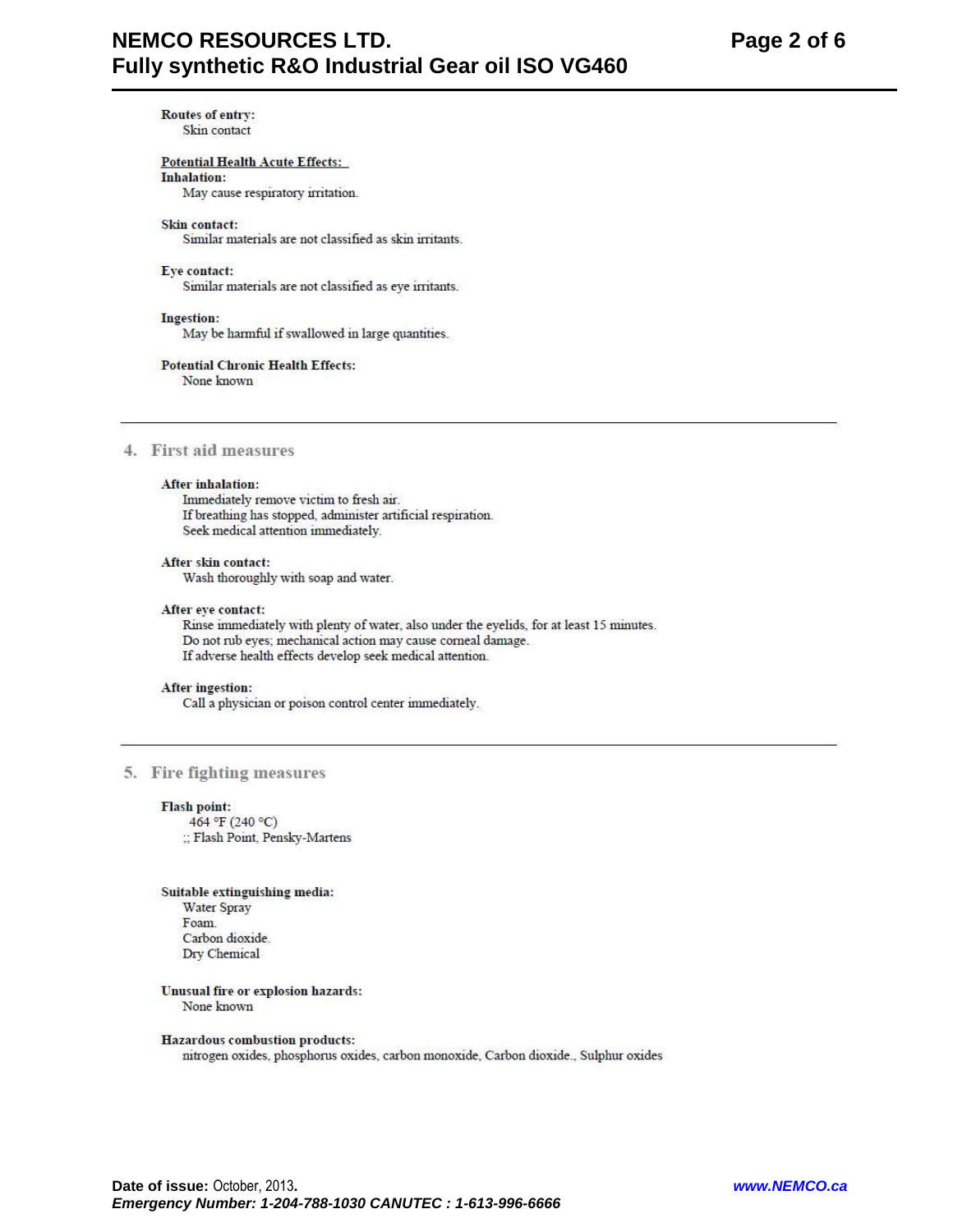**Routes of entry:**
Skin contact

**Potential Health Acute Effects:**

**Inhalation:**
May cause respiratory irritation.

**Skin contact:**
Similar materials are not classified as skin irritants.

**Eye contact:**
Similar materials are not classified as eye irritants.

**Ingestion:**
May be harmful if swallowed in large quantities.

**Potential Chronic Health Effects:**
None known

## 4. First aid measures

**After inhalation:**
Immediately remove victim to fresh air.
If breathing has stopped, administer artificial respiration.
Seek medical attention immediately.

**After skin contact:**
Wash thoroughly with soap and water.

**After eye contact:**
Rinse immediately with plenty of water, also under the eyelids, for at least 15 minutes.
Do not rub eyes; mechanical action may cause corneal damage.
If adverse health effects develop seek medical attention.

**After ingestion:**
Call a physician or poison control center immediately.

## 5. Fire fighting measures

**Flash point:**
464 °F (240 °C)
;; Flash Point, Pensky-Martens

**Suitable extinguishing media:**
Water Spray
Foam.
Carbon dioxide.
Dry Chemical

**Unusual fire or explosion hazards:**
None known

**Hazardous combustion products:**
nitrogen oxides, phosphorus oxides, carbon monoxide, Carbon dioxide., Sulphur oxides

**Date of issue:** October, 2013.
*Emergency Number: 1-204-788-1030 CANUTEC : 1-613-996-6666*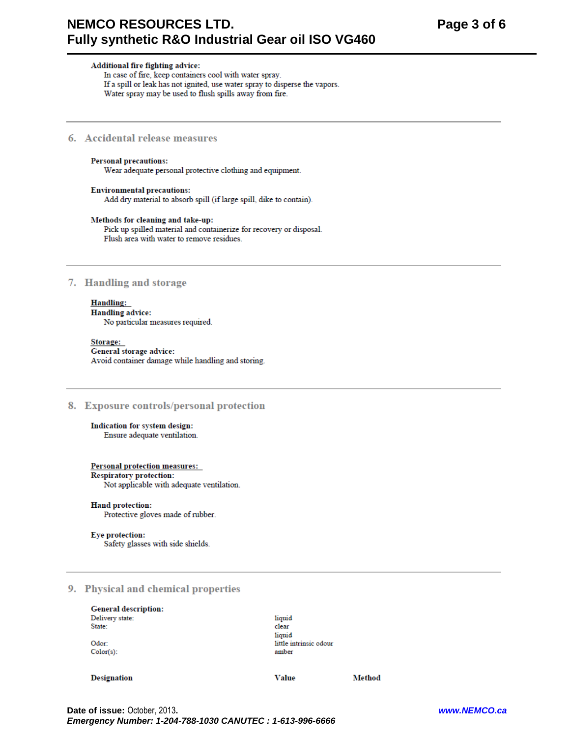**Additional fire fighting advice:**

In case of fire, keep containers cool with water spray.
If a spill or leak has not ignited, use water spray to disperse the vapors.
Water spray may be used to flush spills away from fire.

## 6. Accidental release measures

**Personal precautions:**

Wear adequate personal protective clothing and equipment.

**Environmental precautions:**

Add dry material to absorb spill (if large spill, dike to contain).

**Methods for cleaning and take-up:**

Pick up spilled material and containerize for recovery or disposal.
Flush area with water to remove residues.

## 7. Handling and storage

**Handling:**

**Handling advice:**

No particular measures required.

**Storage:**

**General storage advice:**

Avoid container damage while handling and storing.

## 8. Exposure controls/personal protection

**Indication for system design:**

Ensure adequate ventilation.

**Personal protection measures:**

**Respiratory protection:**

Not applicable with adequate ventilation.

**Hand protection:**

Protective gloves made of rubber.

**Eye protection:**

Safety glasses with side shields.

## 9. Physical and chemical properties

**General description:**

| | |
|---|---|
| Delivery state: | liquid |
| State: | clear liquid |
| Odor: | little intrinsic odour |
| Color(s): | amber |

| Designation | Value | Method |
|---|---|---|

**Date of issue:** October, 2013.
*Emergency Number: 1-204-788-1030 CANUTEC : 1-613-996-6666*
*www.NEMCO.ca*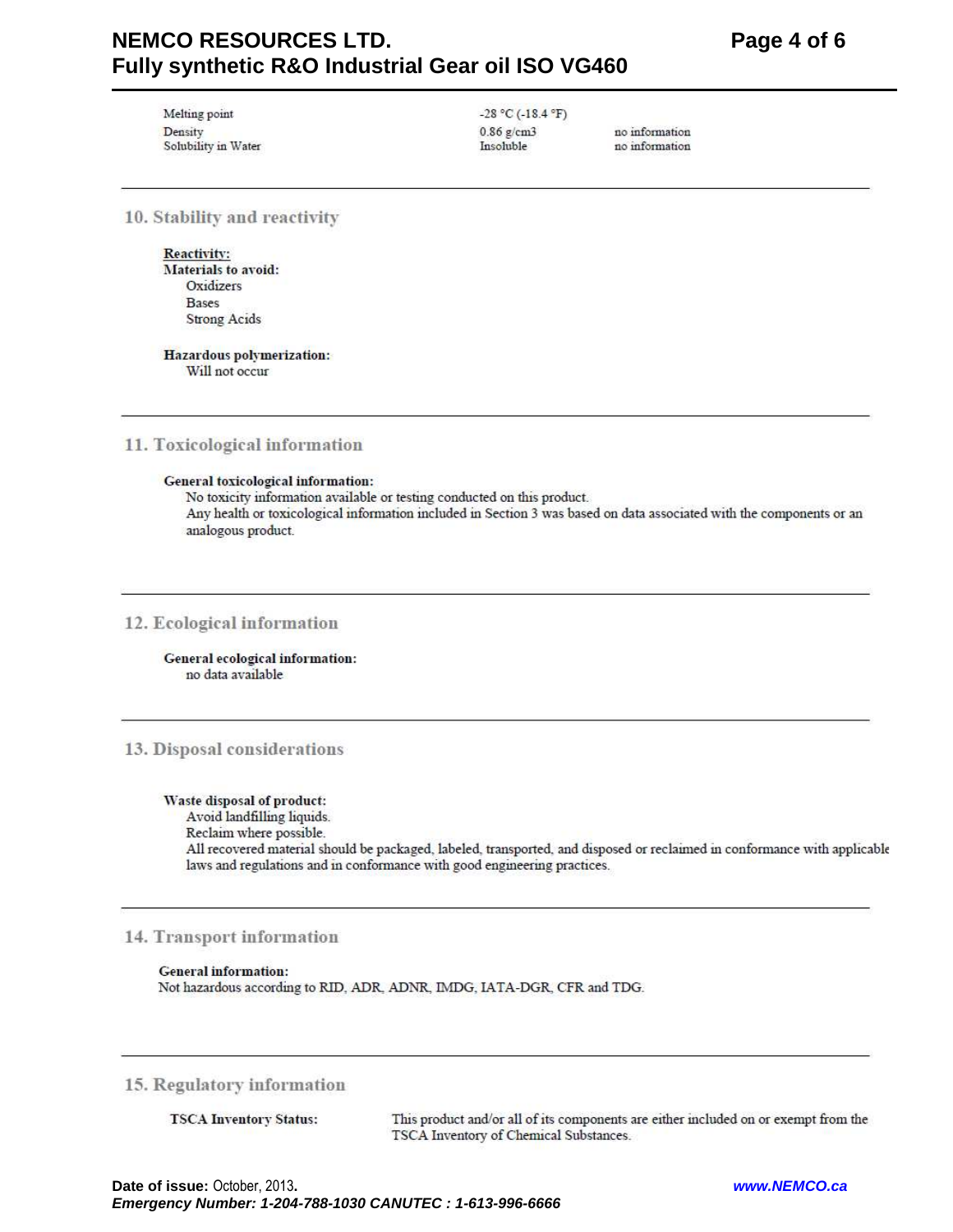| | | |
|---|---|---|
| Melting point | -28 °C (-18.4 °F) | |
| Density | 0.86 g/cm3 | no information |
| Solubility in Water | Insoluble | no information |

## 10. Stability and reactivity

**Reactivity:**

**Materials to avoid:**

- Oxidizers
- Bases
- Strong Acids

**Hazardous polymerization:**

Will not occur

## 11. Toxicological information

**General toxicological information:**

No toxicity information available or testing conducted on this product.

Any health or toxicological information included in Section 3 was based on data associated with the components or an analogous product.

## 12. Ecological information

**General ecological information:**

no data available

## 13. Disposal considerations

**Waste disposal of product:**

Avoid landfilling liquids.

Reclaim where possible.

All recovered material should be packaged, labeled, transported, and disposed or reclaimed in conformance with applicable laws and regulations and in conformance with good engineering practices.

## 14. Transport information

**General information:**

Not hazardous according to RID, ADR, ADNR, IMDG, IATA-DGR, CFR and TDG.

## 15. Regulatory information

**TSCA Inventory Status:** This product and/or all of its components are either included on or exempt from the TSCA Inventory of Chemical Substances.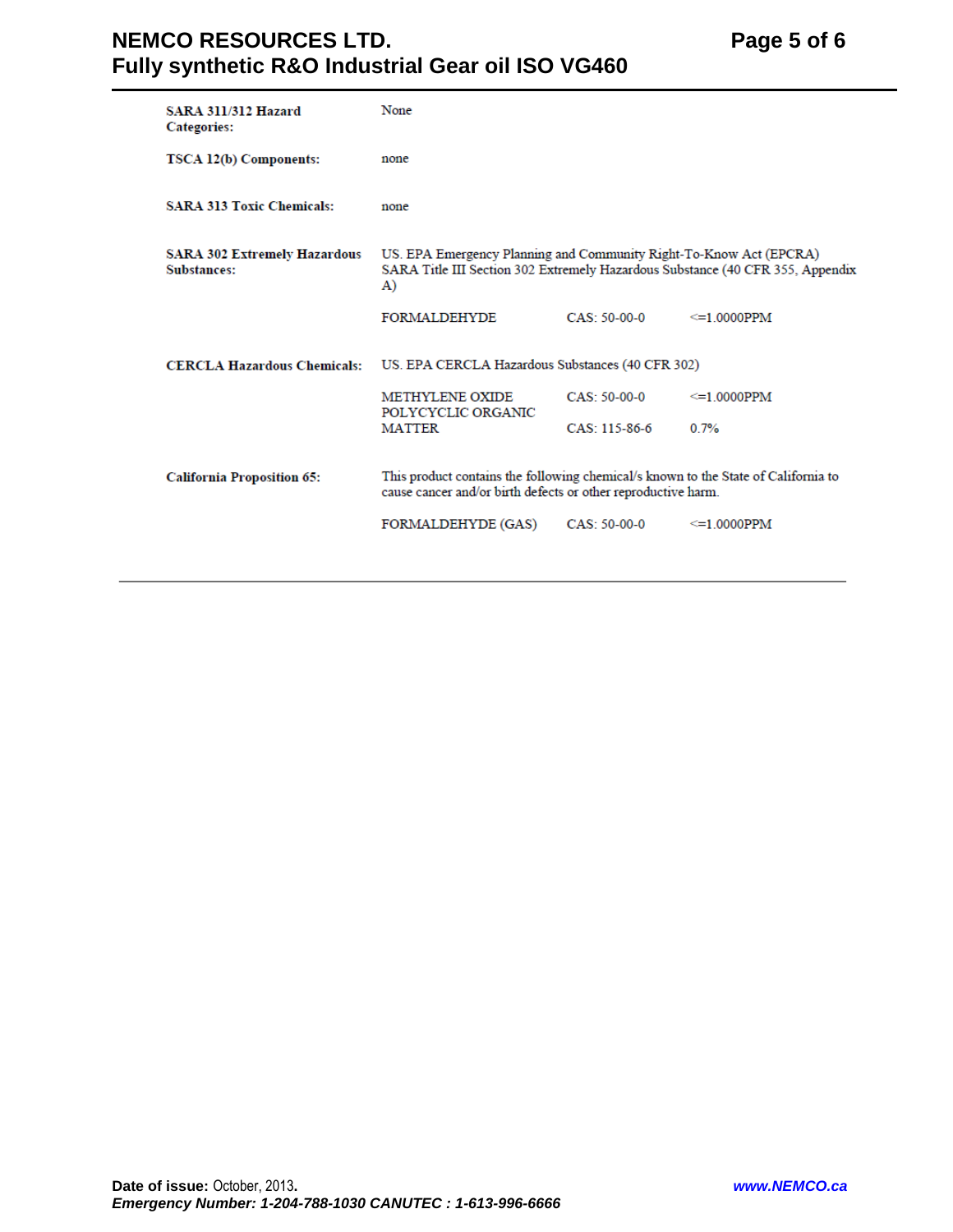**SARA 311/312 Hazard Categories:** None

**TSCA 12(b) Components:** none

**SARA 313 Toxic Chemicals:** none

**SARA 302 Extremely Hazardous Substances:** US. EPA Emergency Planning and Community Right-To-Know Act (EPCRA) SARA Title III Section 302 Extremely Hazardous Substance (40 CFR 355, Appendix A)

| | | |
|---|---|---|
| FORMALDEHYDE | CAS: 50-00-0 | <=1.0000PPM |

**CERCLA Hazardous Chemicals:** US. EPA CERCLA Hazardous Substances (40 CFR 302)

| | | |
|---|---|---|
| METHYLENE OXIDE | CAS: 50-00-0 | <=1.0000PPM |
| POLYCYCLIC ORGANIC MATTER | CAS: 115-86-6 | 0.7% |

**California Proposition 65:** This product contains the following chemical/s known to the State of California to cause cancer and/or birth defects or other reproductive harm.

| | | |
|---|---|---|
| FORMALDEHYDE (GAS) | CAS: 50-00-0 | <=1.0000PPM |

**Date of issue:** October, 2013.
***Emergency Number: 1-204-788-1030 CANUTEC : 1-613-996-6666***

***www.NEMCO.ca***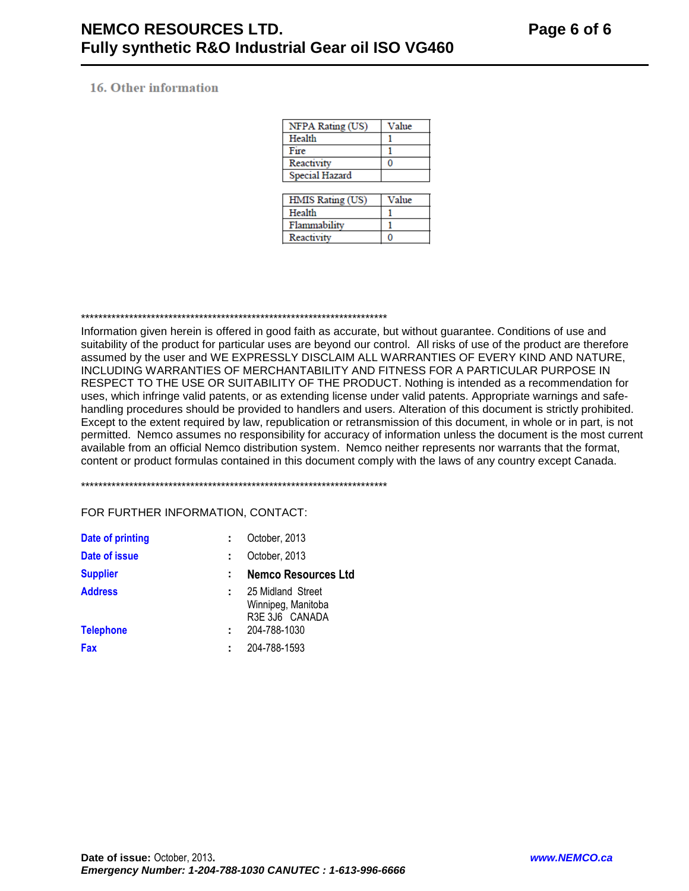## 16. Other information

| NFPA Rating (US) | Value |
|---|---|
| Health | 1 |
| Fire | 1 |
| Reactivity | 0 |
| Special Hazard | |

| HMIS Rating (US) | Value |
|---|---|
| Health | 1 |
| Flammability | 1 |
| Reactivity | 0 |

***************************************************************************

Information given herein is offered in good faith as accurate, but without guarantee. Conditions of use and suitability of the product for particular uses are beyond our control. All risks of use of the product are therefore assumed by the user and WE EXPRESSLY DISCLAIM ALL WARRANTIES OF EVERY KIND AND NATURE, INCLUDING WARRANTIES OF MERCHANTABILITY AND FITNESS FOR A PARTICULAR PURPOSE IN RESPECT TO THE USE OR SUITABILITY OF THE PRODUCT. Nothing is intended as a recommendation for uses, which infringe valid patents, or as extending license under valid patents. Appropriate warnings and safe-handling procedures should be provided to handlers and users. Alteration of this document is strictly prohibited. Except to the extent required by law, republication or retransmission of this document, in whole or in part, is not permitted. Nemco assumes no responsibility for accuracy of information unless the document is the most current available from an official Nemco distribution system. Nemco neither represents nor warrants that the format, content or product formulas contained in this document comply with the laws of any country except Canada.

***************************************************************************

FOR FURTHER INFORMATION, CONTACT:

**Date of printing** : October, 2013

**Date of issue** : October, 2013

**Supplier** : **Nemco Resources Ltd**

**Address** : 25 Midland Street
Winnipeg, Manitoba
R3E 3J6 CANADA

**Telephone** : 204-788-1030

**Fax** : 204-788-1593